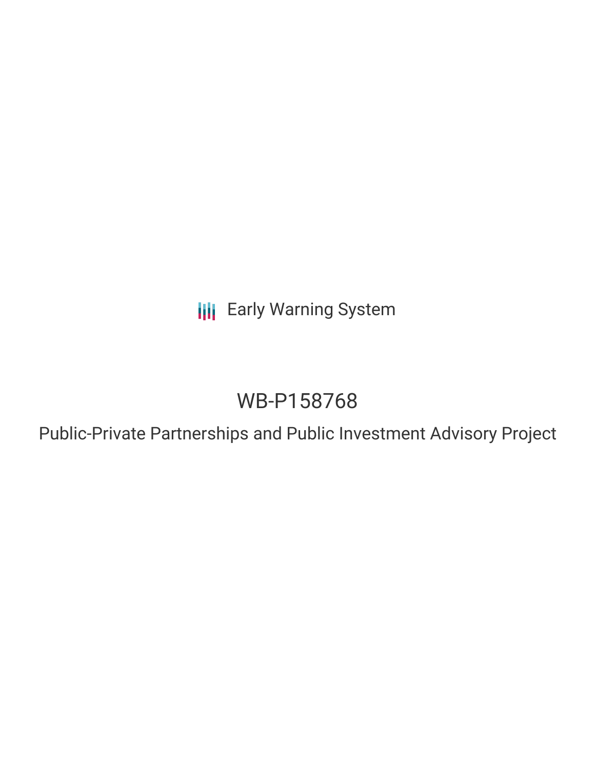Early Warning System

# WB-P158768

## Public-Private Partnerships and Public Investment Advisory Project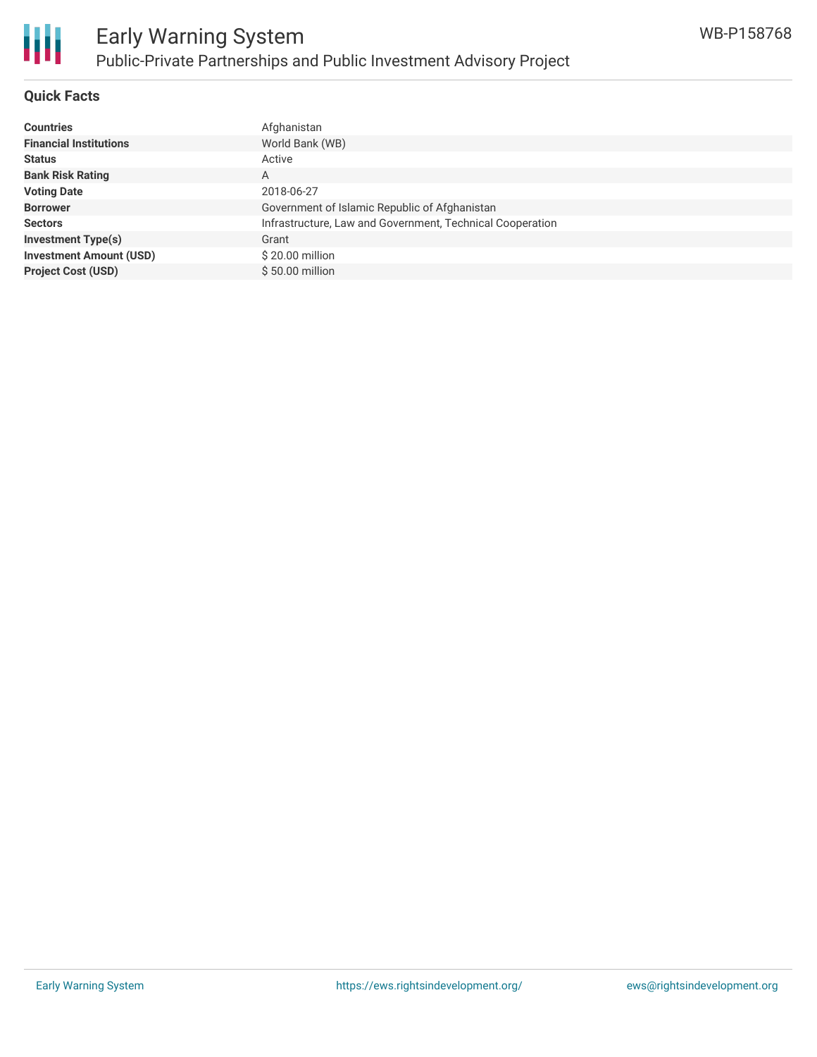## Quick Facts

| | |
|---|---|
| **Countries** | Afghanistan |
| **Financial Institutions** | World Bank (WB) |
| **Status** | Active |
| **Bank Risk Rating** | A |
| **Voting Date** | 2018-06-27 |
| **Borrower** | Government of Islamic Republic of Afghanistan |
| **Sectors** | Infrastructure, Law and Government, Technical Cooperation |
| **Investment Type(s)** | Grant |
| **Investment Amount (USD)** | $ 20.00 million |
| **Project Cost (USD)** | $ 50.00 million |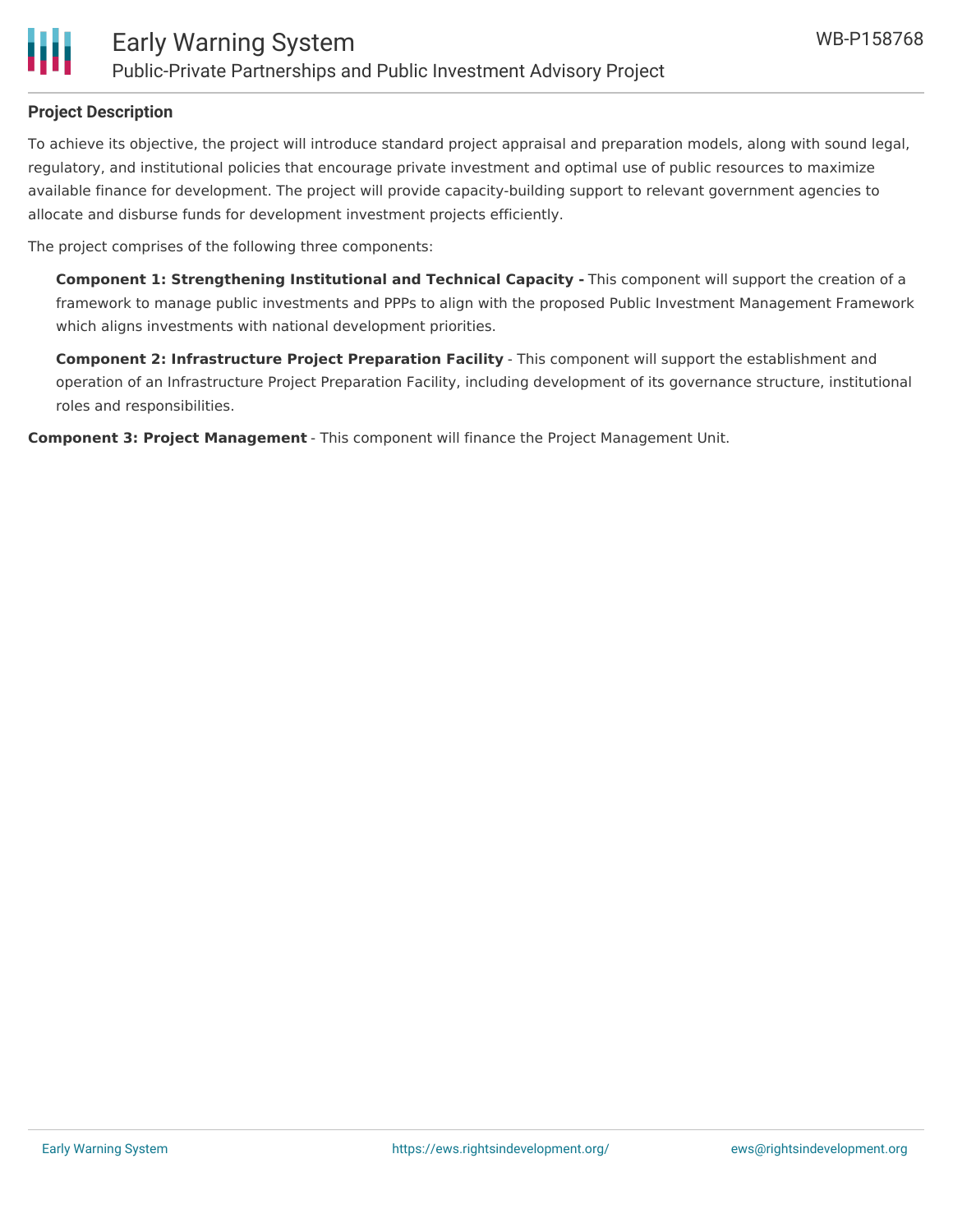## Project Description

To achieve its objective, the project will introduce standard project appraisal and preparation models, along with sound legal, regulatory, and institutional policies that encourage private investment and optimal use of public resources to maximize available finance for development. The project will provide capacity-building support to relevant government agencies to allocate and disburse funds for development investment projects efficiently.

The project comprises of the following three components:

> **Component 1: Strengthening Institutional and Technical Capacity -** This component will support the creation of a framework to manage public investments and PPPs to align with the proposed Public Investment Management Framework which aligns investments with national development priorities.
>
> **Component 2: Infrastructure Project Preparation Facility** - This component will support the establishment and operation of an Infrastructure Project Preparation Facility, including development of its governance structure, institutional roles and responsibilities.

**Component 3: Project Management** - This component will finance the Project Management Unit.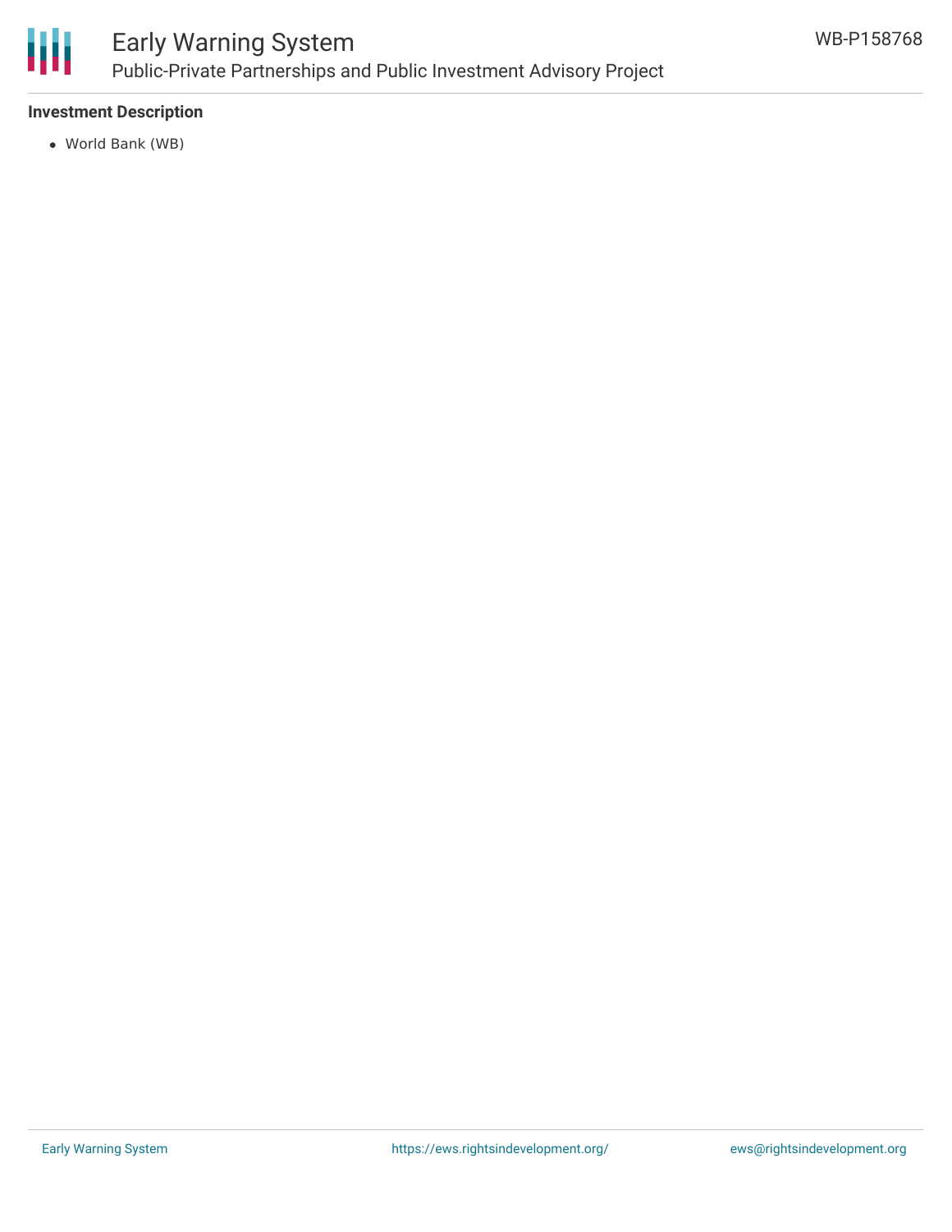**Investment Description**

- World Bank (WB)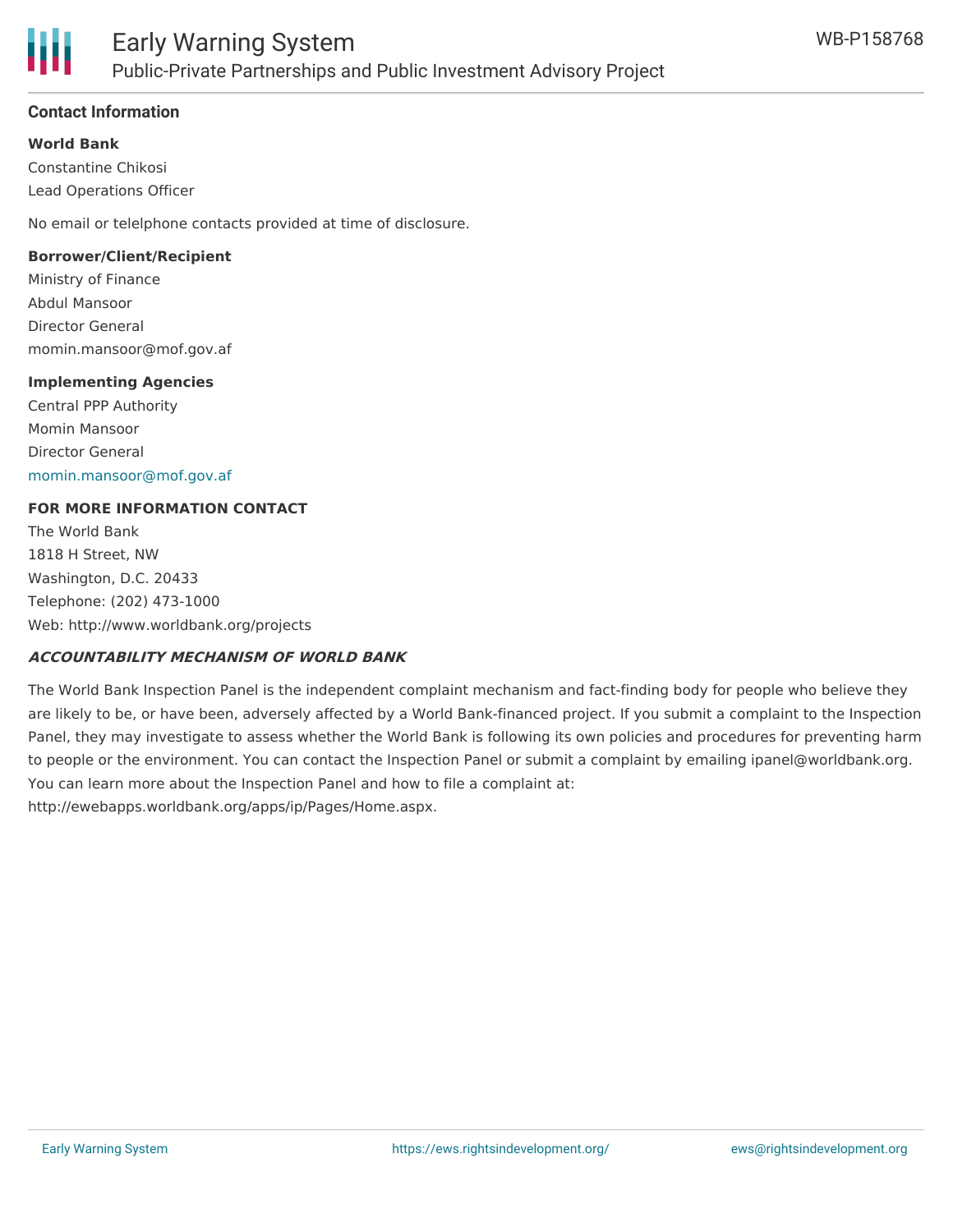## Contact Information

**World Bank**

Constantine Chikosi

Lead Operations Officer

No email or telelphone contacts provided at time of disclosure.

**Borrower/Client/Recipient**

Ministry of Finance

Abdul Mansoor

Director General

momin.mansoor@mof.gov.af

**Implementing Agencies**

Central PPP Authority

Momin Mansoor

Director General

momin.mansoor@mof.gov.af

**FOR MORE INFORMATION CONTACT**

The World Bank

1818 H Street, NW

Washington, D.C. 20433

Telephone: (202) 473-1000

Web: http://www.worldbank.org/projects

***ACCOUNTABILITY MECHANISM OF WORLD BANK***

The World Bank Inspection Panel is the independent complaint mechanism and fact-finding body for people who believe they are likely to be, or have been, adversely affected by a World Bank-financed project. If you submit a complaint to the Inspection Panel, they may investigate to assess whether the World Bank is following its own policies and procedures for preventing harm to people or the environment. You can contact the Inspection Panel or submit a complaint by emailing ipanel@worldbank.org. You can learn more about the Inspection Panel and how to file a complaint at: http://ewebapps.worldbank.org/apps/ip/Pages/Home.aspx.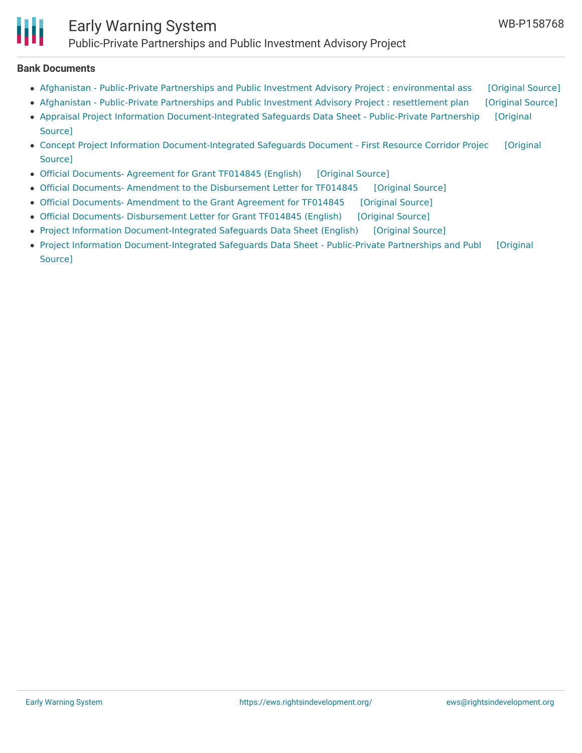## Bank Documents

- Afghanistan - Public-Private Partnerships and Public Investment Advisory Project : environmental ass [Original Source]
- Afghanistan - Public-Private Partnerships and Public Investment Advisory Project : resettlement plan [Original Source]
- Appraisal Project Information Document-Integrated Safeguards Data Sheet - Public-Private Partnership [Original Source]
- Concept Project Information Document-Integrated Safeguards Document - First Resource Corridor Projec [Original Source]
- Official Documents- Agreement for Grant TF014845 (English) [Original Source]
- Official Documents- Amendment to the Disbursement Letter for TF014845 [Original Source]
- Official Documents- Amendment to the Grant Agreement for TF014845 [Original Source]
- Official Documents- Disbursement Letter for Grant TF014845 (English) [Original Source]
- Project Information Document-Integrated Safeguards Data Sheet (English) [Original Source]
- Project Information Document-Integrated Safeguards Data Sheet - Public-Private Partnerships and Publ [Original Source]